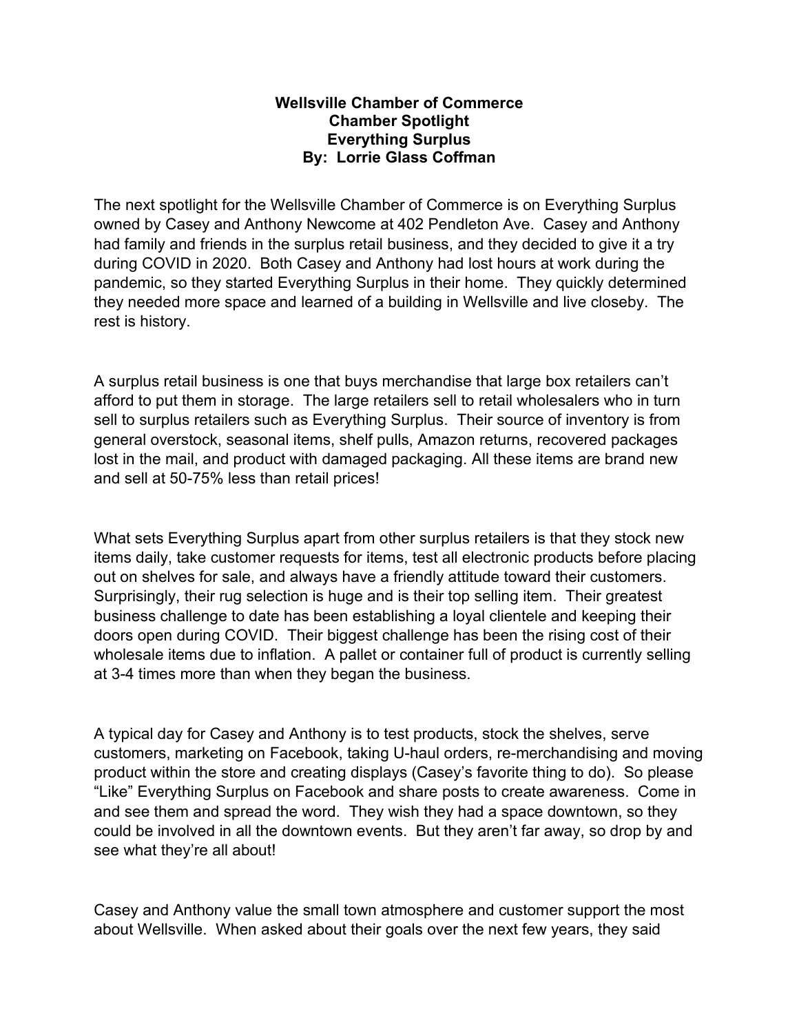**Wellsville Chamber of Commerce**
**Chamber Spotlight**
**Everything Surplus**
**By: Lorrie Glass Coffman**

The next spotlight for the Wellsville Chamber of Commerce is on Everything Surplus owned by Casey and Anthony Newcome at 402 Pendleton Ave. Casey and Anthony had family and friends in the surplus retail business, and they decided to give it a try during COVID in 2020. Both Casey and Anthony had lost hours at work during the pandemic, so they started Everything Surplus in their home. They quickly determined they needed more space and learned of a building in Wellsville and live closeby. The rest is history.

A surplus retail business is one that buys merchandise that large box retailers can't afford to put them in storage. The large retailers sell to retail wholesalers who in turn sell to surplus retailers such as Everything Surplus. Their source of inventory is from general overstock, seasonal items, shelf pulls, Amazon returns, recovered packages lost in the mail, and product with damaged packaging. All these items are brand new and sell at 50-75% less than retail prices!

What sets Everything Surplus apart from other surplus retailers is that they stock new items daily, take customer requests for items, test all electronic products before placing out on shelves for sale, and always have a friendly attitude toward their customers. Surprisingly, their rug selection is huge and is their top selling item. Their greatest business challenge to date has been establishing a loyal clientele and keeping their doors open during COVID. Their biggest challenge has been the rising cost of their wholesale items due to inflation. A pallet or container full of product is currently selling at 3-4 times more than when they began the business.

A typical day for Casey and Anthony is to test products, stock the shelves, serve customers, marketing on Facebook, taking U-haul orders, re-merchandising and moving product within the store and creating displays (Casey's favorite thing to do). So please "Like" Everything Surplus on Facebook and share posts to create awareness. Come in and see them and spread the word. They wish they had a space downtown, so they could be involved in all the downtown events. But they aren't far away, so drop by and see what they're all about!

Casey and Anthony value the small town atmosphere and customer support the most about Wellsville. When asked about their goals over the next few years, they said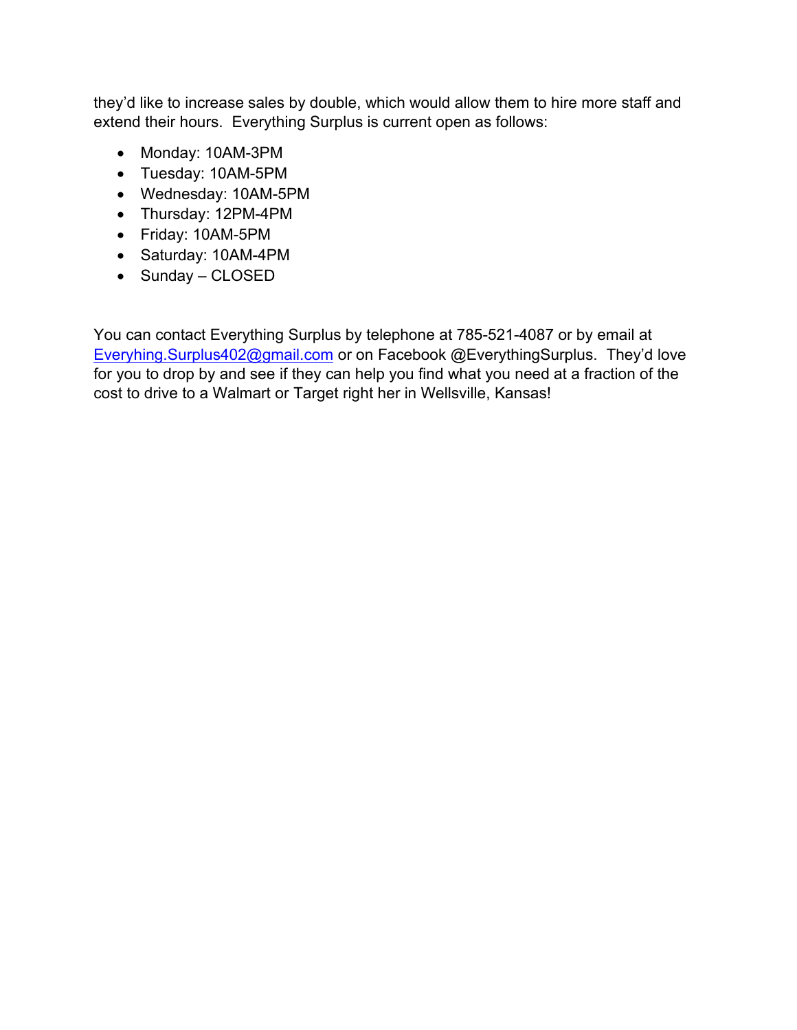they'd like to increase sales by double, which would allow them to hire more staff and extend their hours. Everything Surplus is current open as follows:

- Monday: 10AM-3PM
- Tuesday: 10AM-5PM
- Wednesday: 10AM-5PM
- Thursday: 12PM-4PM
- Friday: 10AM-5PM
- Saturday: 10AM-4PM
- Sunday – CLOSED

You can contact Everything Surplus by telephone at 785-521-4087 or by email at Everyhing.Surplus402@gmail.com or on Facebook @EverythingSurplus. They'd love for you to drop by and see if they can help you find what you need at a fraction of the cost to drive to a Walmart or Target right her in Wellsville, Kansas!